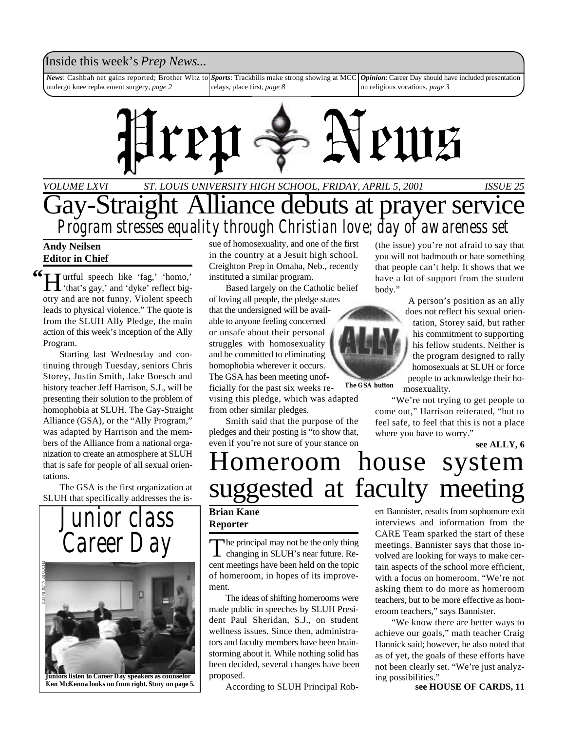Inside this week's *Prep News...*

***News***: Cashbah net gains reported; Brother Witz to undergo knee replacement surgery, *page 2*

***Sports***: Trackbills make strong showing at MCC relays, place first, *page 8*

***Opinion***: Career Day should have included presentation on religious vocations, *page 3*

# Prep News

*VOLUME LXVI* *ST. LOUIS UNIVERSITY HIGH SCHOOL, FRIDAY, APRIL 5, 2001* *ISSUE 25*

# Gay-Straight Alliance debuts at prayer service

## Program stresses equality through Christian love; day of awareness set

**Andy Neilsen**
**Editor in Chief**

"Hurtful speech like 'fag,' 'homo,' 'that's gay,' and 'dyke' reflect bigotry and are not funny. Violent speech leads to physical violence." The quote is from the SLUH Ally Pledge, the main action of this week's inception of the Ally Program.

Starting last Wednesday and continuing through Tuesday, seniors Chris Storey, Justin Smith, Jake Boesch and history teacher Jeff Harrison, S.J., will be presenting their solution to the problem of homophobia at SLUH. The Gay-Straight Alliance (GSA), or the "Ally Program," was adapted by Harrison and the members of the Alliance from a national organization to create an atmosphere at SLUH that is safe for people of all sexual orientations.

The GSA is the first organization at SLUH that specifically addresses the issue of homosexuality, and one of the first in the country at a Jesuit high school. Creighton Prep in Omaha, Neb., recently instituted a similar program.

Based largely on the Catholic belief of loving all people, the pledge states that the undersigned will be available to anyone feeling concerned or unsafe about their personal struggles with homosexuality and be committed to eliminating homophobia wherever it occurs. The GSA has been meeting unofficially for the past six weeks revising this pledge, which was adapted from other similar pledges.

Smith said that the purpose of the pledges and their posting is "to show that, even if you're not sure of your stance on (the issue) you're not afraid to say that you will not badmouth or hate something that people can't help. It shows that we have a lot of support from the student body."

**The GSA button**

A person's position as an ally does not reflect his sexual orientation, Storey said, but rather his commitment to supporting his fellow students. Neither is the program designed to rally homosexuals at SLUH or force people to acknowledge their homosexuality.

"We're not trying to get people to come out," Harrison reiterated, "but to feel safe, to feel that this is not a place where you have to worry."

**see ALLY, 6**

# Homeroom house system suggested at faculty meeting

**Brian Kane**
**Reporter**

The principal may not be the only thing changing in SLUH's near future. Recent meetings have been held on the topic of homeroom, in hopes of its improvement.

The ideas of shifting homerooms were made public in speeches by SLUH President Paul Sheridan, S.J., on student wellness issues. Since then, administrators and faculty members have been brainstorming about it. While nothing solid has been decided, several changes have been proposed.

According to SLUH Principal Robert Bannister, results from sophomore exit interviews and information from the CARE Team sparked the start of these meetings. Bannister says that those involved are looking for ways to make certain aspects of the school more efficient, with a focus on homeroom. "We're not asking them to do more as homeroom teachers, but to be more effective as homeroom teachers," says Bannister.

"We know there are better ways to achieve our goals," math teacher Craig Hannick said; however, he also noted that as of yet, the goals of these efforts have not been clearly set. "We're just analyzing possibilities."

**see HOUSE OF CARDS, 11**

# Junior class Career Day

PHOTO BY ALEX BAYER

**Juniors listen to Career Day speakers as counselor Ken McKenna looks on from right. Story on page 5.**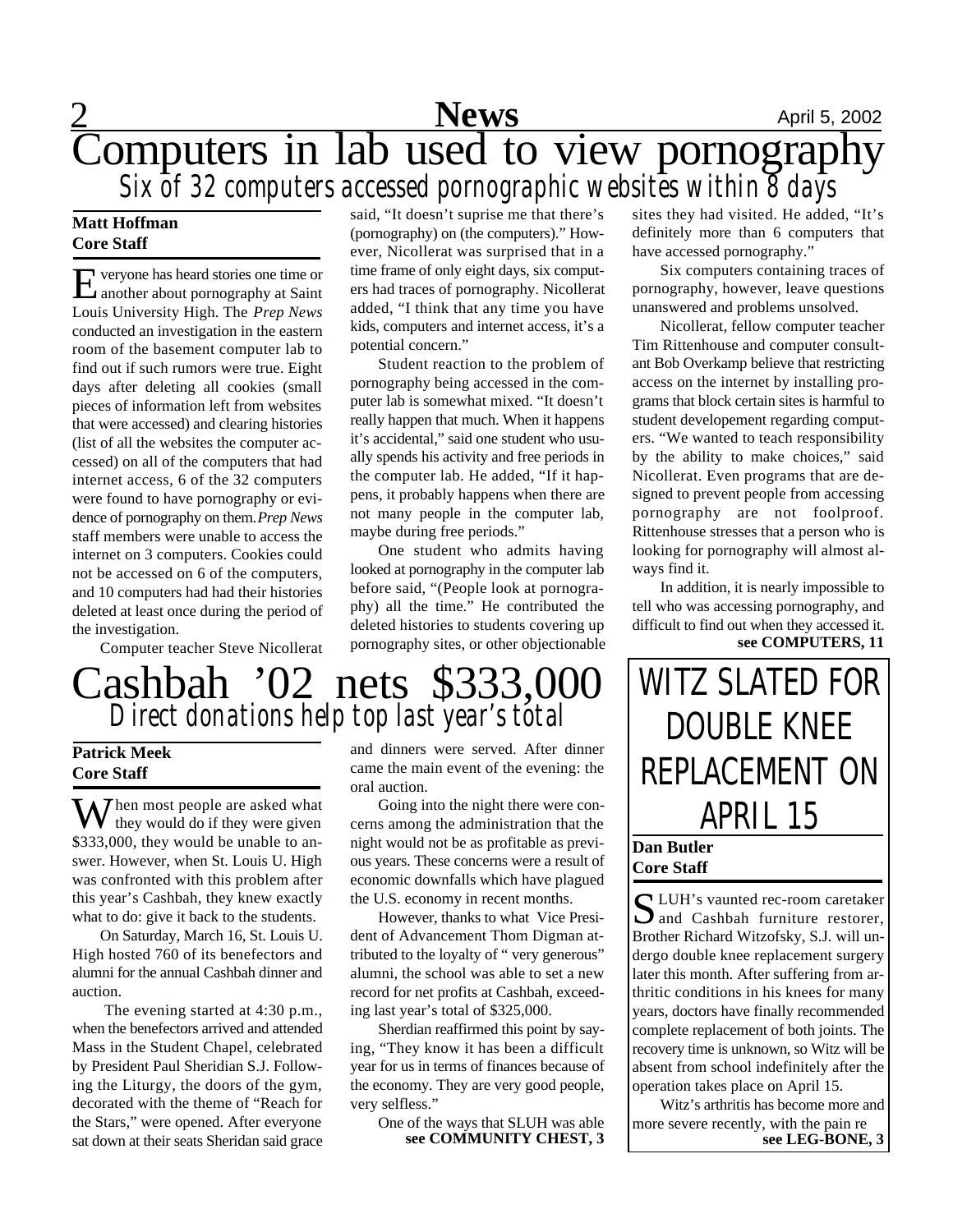# Computers in lab used to view pornography

## *Six of 32 computers accessed pornographic websites within 8 days*

**Matt Hoffman**
**Core Staff**

Everyone has heard stories one time or another about pornography at Saint Louis University High. The *Prep News* conducted an investigation in the eastern room of the basement computer lab to find out if such rumors were true. Eight days after deleting all cookies (small pieces of information left from websites that were accessed) and clearing histories (list of all the websites the computer accessed) on all of the computers that had internet access, 6 of the 32 computers were found to have pornography or evidence of pornography on them. *Prep News* staff members were unable to access the internet on 3 computers. Cookies could not be accessed on 6 of the computers, and 10 computers had had their histories deleted at least once during the period of the investigation.

Computer teacher Steve Nicollerat said, "It doesn't suprise me that there's (pornography) on (the computers)." However, Nicollerat was surprised that in a time frame of only eight days, six computers had traces of pornography. Nicollerat added, "I think that any time you have kids, computers and internet access, it's a potential concern."

Student reaction to the problem of pornography being accessed in the computer lab is somewhat mixed. "It doesn't really happen that much. When it happens it's accidental," said one student who usually spends his activity and free periods in the computer lab. He added, "If it happens, it probably happens when there are not many people in the computer lab, maybe during free periods."

One student who admits having looked at pornography in the computer lab before said, "(People look at pornography) all the time." He contributed the deleted histories to students covering up pornography sites, or other objectionable sites they had visited. He added, "It's definitely more than 6 computers that have accessed pornography."

Six computers containing traces of pornography, however, leave questions unanswered and problems unsolved.

Nicollerat, fellow computer teacher Tim Rittenhouse and computer consultant Bob Overkamp believe that restricting access on the internet by installing programs that block certain sites is harmful to student developement regarding computers. "We wanted to teach responsibility by the ability to make choices," said Nicollerat. Even programs that are designed to prevent people from accessing pornography are not foolproof. Rittenhouse stresses that a person who is looking for pornography will almost always find it.

In addition, it is nearly impossible to tell who was accessing pornography, and difficult to find out when they accessed it.

**see COMPUTERS, 11**

# Cashbah '02 nets $333,000

## *Direct donations help top last year's total*

**Patrick Meek**
**Core Staff**

When most people are asked what they would do if they were given $333,000, they would be unable to answer. However, when St. Louis U. High was confronted with this problem after this year's Cashbah, they knew exactly what to do: give it back to the students.

On Saturday, March 16, St. Louis U. High hosted 760 of its benefectors and alumni for the annual Cashbah dinner and auction.

The evening started at 4:30 p.m., when the benefectors arrived and attended Mass in the Student Chapel, celebrated by President Paul Sheridian S.J. Following the Liturgy, the doors of the gym, decorated with the theme of "Reach for the Stars," were opened. After everyone sat down at their seats Sheridan said grace and dinners were served. After dinner came the main event of the evening: the oral auction.

Going into the night there were concerns among the administration that the night would not be as profitable as previous years. These concerns were a result of economic downfalls which have plagued the U.S. economy in recent months.

However, thanks to what Vice President of Advancement Thom Digman attributed to the loyalty of " very generous" alumni, the school was able to set a new record for net profits at Cashbah, exceeding last year's total of $325,000.

Sherdian reaffirmed this point by saying, "They know it has been a difficult year for us in terms of finances because of the economy. They are very good people, very selfless."

One of the ways that SLUH was able

**see COMMUNITY CHEST, 3**

# WITZ SLATED FOR DOUBLE KNEE REPLACEMENT ON APRIL 15

**Dan Butler**
**Core Staff**

SLUH's vaunted rec-room caretaker and Cashbah furniture restorer, Brother Richard Witzofsky, S.J. will undergo double knee replacement surgery later this month. After suffering from arthritic conditions in his knees for many years, doctors have finally recommended complete replacement of both joints. The recovery time is unknown, so Witz will be absent from school indefinitely after the operation takes place on April 15.

Witz's arthritis has become more and more severe recently, with the pain re

**see LEG-BONE, 3**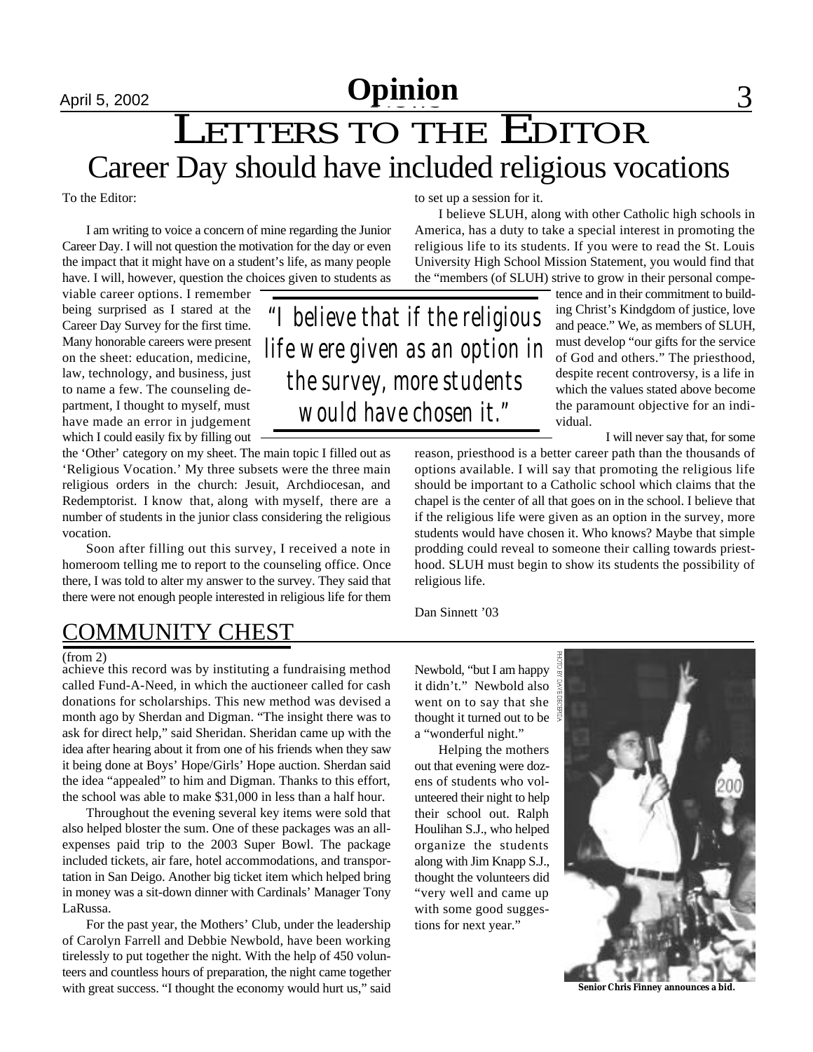# LETTERS TO THE EDITOR

## Career Day should have included religious vocations

To the Editor:

I am writing to voice a concern of mine regarding the Junior Career Day. I will not question the motivation for the day or even the impact that it might have on a student's life, as many people have. I will, however, question the choices given to students as viable career options. I remember being surprised as I stared at the Career Day Survey for the first time. Many honorable careers were present on the sheet: education, medicine, law, technology, and business, just to name a few. The counseling department, I thought to myself, must have made an error in judgement which I could easily fix by filling out the 'Other' category on my sheet. The main topic I filled out as 'Religious Vocation.' My three subsets were the three main religious orders in the church: Jesuit, Archdiocesan, and Redemptorist. I know that, along with myself, there are a number of students in the junior class considering the religious vocation.

Soon after filling out this survey, I received a note in homeroom telling me to report to the counseling office. Once there, I was told to alter my answer to the survey. They said that there were not enough people interested in religious life for them to set up a session for it.

I believe SLUH, along with other Catholic high schools in America, has a duty to take a special interest in promoting the religious life to its students. If you were to read the St. Louis University High School Mission Statement, you would find that the "members (of SLUH) strive to grow in their personal competence and in their commitment to building Christ's Kindgdom of justice, love and peace." We, as members of SLUH, must develop "our gifts for the service of God and others." The priesthood, despite recent controversy, is a life in which the values stated above become the paramount objective for an individual.

> *"I believe that if the religious life were given as an option in the survey, more students would have chosen it."*

I will never say that, for some reason, priesthood is a better career path than the thousands of options available. I will say that promoting the religious life should be important to a Catholic school which claims that the chapel is the center of all that goes on in the school. I believe that if the religious life were given as an option in the survey, more students would have chosen it. Who knows? Maybe that simple prodding could reveal to someone their calling towards priesthood. SLUH must begin to show its students the possibility of religious life.

Dan Sinnett '03

## COMMUNITY CHEST

(from 2)

achieve this record was by instituting a fundraising method called Fund-A-Need, in which the auctioneer called for cash donations for scholarships. This new method was devised a month ago by Sherdan and Digman. "The insight there was to ask for direct help," said Sheridan. Sheridan came up with the idea after hearing about it from one of his friends when they saw it being done at Boys' Hope/Girls' Hope auction. Sherdan said the idea "appealed" to him and Digman. Thanks to this effort, the school was able to make $31,000 in less than a half hour.

Throughout the evening several key items were sold that also helped bloster the sum. One of these packages was an all-expenses paid trip to the 2003 Super Bowl. The package included tickets, air fare, hotel accommodations, and transportation in San Deigo. Another big ticket item which helped bring in money was a sit-down dinner with Cardinals' Manager Tony LaRussa.

For the past year, the Mothers' Club, under the leadership of Carolyn Farrell and Debbie Newbold, have been working tirelessly to put together the night. With the help of 450 volunteers and countless hours of preparation, the night came together with great success. "I thought the economy would hurt us," said Newbold, "but I am happy it didn't." Newbold also went on to say that she thought it turned out to be a "wonderful night."

Helping the mothers out that evening were dozens of students who volunteered their night to help their school out. Ralph Houlihan S.J., who helped organize the students along with Jim Knapp S.J., thought the volunteers did "very well and came up with some good suggestions for next year."

PHOTO BY DAVE DEDERDA

**Senior Chris Finney announces a bid.**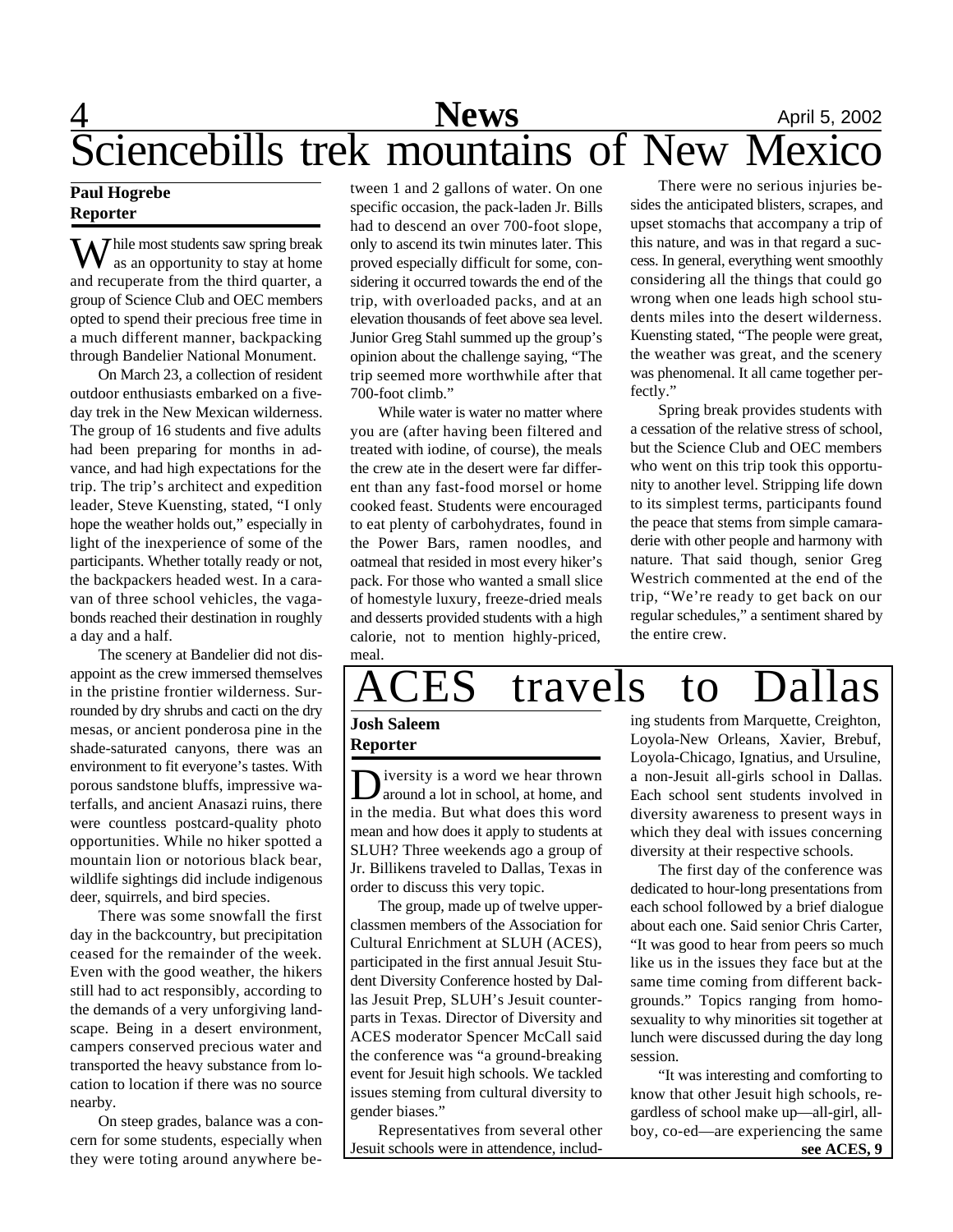# Sciencebills trek mountains of New Mexico

**Paul Hogrebe**
**Reporter**

While most students saw spring break as an opportunity to stay at home and recuperate from the third quarter, a group of Science Club and OEC members opted to spend their precious free time in a much different manner, backpacking through Bandelier National Monument.

On March 23, a collection of resident outdoor enthusiasts embarked on a five-day trek in the New Mexican wilderness. The group of 16 students and five adults had been preparing for months in advance, and had high expectations for the trip. The trip's architect and expedition leader, Steve Kuensting, stated, "I only hope the weather holds out," especially in light of the inexperience of some of the participants. Whether totally ready or not, the backpackers headed west. In a caravan of three school vehicles, the vagabonds reached their destination in roughly a day and a half.

The scenery at Bandelier did not disappoint as the crew immersed themselves in the pristine frontier wilderness. Surrounded by dry shrubs and cacti on the dry mesas, or ancient ponderosa pine in the shade-saturated canyons, there was an environment to fit everyone's tastes. With porous sandstone bluffs, impressive waterfalls, and ancient Anasazi ruins, there were countless postcard-quality photo opportunities. While no hiker spotted a mountain lion or notorious black bear, wildlife sightings did include indigenous deer, squirrels, and bird species.

There was some snowfall the first day in the backcountry, but precipitation ceased for the remainder of the week. Even with the good weather, the hikers still had to act responsibly, according to the demands of a very unforgiving landscape. Being in a desert environment, campers conserved precious water and transported the heavy substance from location to location if there was no source nearby.

On steep grades, balance was a concern for some students, especially when they were toting around anywhere between 1 and 2 gallons of water. On one specific occasion, the pack-laden Jr. Bills had to descend an over 700-foot slope, only to ascend its twin minutes later. This proved especially difficult for some, considering it occurred towards the end of the trip, with overloaded packs, and at an elevation thousands of feet above sea level. Junior Greg Stahl summed up the group's opinion about the challenge saying, "The trip seemed more worthwhile after that 700-foot climb."

While water is water no matter where you are (after having been filtered and treated with iodine, of course), the meals the crew ate in the desert were far different than any fast-food morsel or home cooked feast. Students were encouraged to eat plenty of carbohydrates, found in the Power Bars, ramen noodles, and oatmeal that resided in most every hiker's pack. For those who wanted a small slice of homestyle luxury, freeze-dried meals and desserts provided students with a high calorie, not to mention highly-priced, meal.

There were no serious injuries besides the anticipated blisters, scrapes, and upset stomachs that accompany a trip of this nature, and was in that regard a success. In general, everything went smoothly considering all the things that could go wrong when one leads high school students miles into the desert wilderness. Kuensting stated, "The people were great, the weather was great, and the scenery was phenomenal. It all came together perfectly."

Spring break provides students with a cessation of the relative stress of school, but the Science Club and OEC members who went on this trip took this opportunity to another level. Stripping life down to its simplest terms, participants found the peace that stems from simple camaraderie with other people and harmony with nature. That said though, senior Greg Westrich commented at the end of the trip, "We're ready to get back on our regular schedules," a sentiment shared by the entire crew.

# ACES travels to Dallas

**Josh Saleem**
**Reporter**

Diversity is a word we hear thrown around a lot in school, at home, and in the media. But what does this word mean and how does it apply to students at SLUH? Three weekends ago a group of Jr. Billikens traveled to Dallas, Texas in order to discuss this very topic.

The group, made up of twelve upperclassmen members of the Association for Cultural Enrichment at SLUH (ACES), participated in the first annual Jesuit Student Diversity Conference hosted by Dallas Jesuit Prep, SLUH's Jesuit counterparts in Texas. Director of Diversity and ACES moderator Spencer McCall said the conference was "a ground-breaking event for Jesuit high schools. We tackled issues steming from cultural diversity to gender biases."

Representatives from several other Jesuit schools were in attendence, including students from Marquette, Creighton, Loyola-New Orleans, Xavier, Brebuf, Loyola-Chicago, Ignatius, and Ursuline, a non-Jesuit all-girls school in Dallas. Each school sent students involved in diversity awareness to present ways in which they deal with issues concerning diversity at their respective schools.

The first day of the conference was dedicated to hour-long presentations from each school followed by a brief dialogue about each one. Said senior Chris Carter, "It was good to hear from peers so much like us in the issues they face but at the same time coming from different backgrounds." Topics ranging from homosexuality to why minorities sit together at lunch were discussed during the day long session.

"It was interesting and comforting to know that other Jesuit high schools, regardless of school make up—all-girl, all-boy, co-ed—are experiencing the same

**see ACES, 9**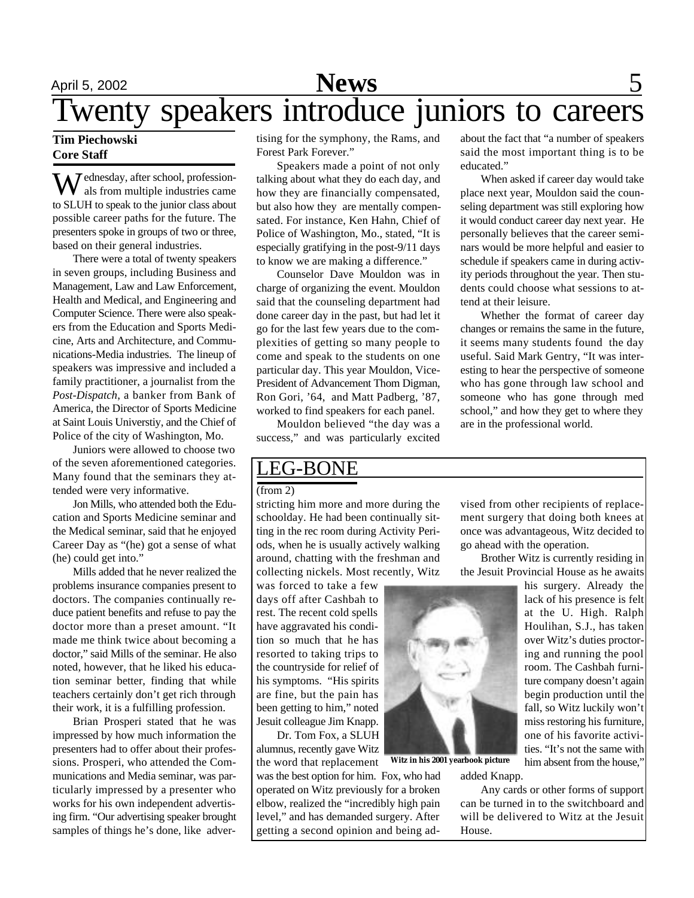# Twenty speakers introduce juniors to careers

**Tim Piechowski**
**Core Staff**

Wednesday, after school, professionals from multiple industries came to SLUH to speak to the junior class about possible career paths for the future. The presenters spoke in groups of two or three, based on their general industries.

There were a total of twenty speakers in seven groups, including Business and Management, Law and Law Enforcement, Health and Medical, and Engineering and Computer Science. There were also speakers from the Education and Sports Medicine, Arts and Architecture, and Communications-Media industries. The lineup of speakers was impressive and included a family practitioner, a journalist from the *Post-Dispatch*, a banker from Bank of America, the Director of Sports Medicine at Saint Louis Universtiy, and the Chief of Police of the city of Washington, Mo.

Juniors were allowed to choose two of the seven aforementioned categories. Many found that the seminars they attended were very informative.

Jon Mills, who attended both the Education and Sports Medicine seminar and the Medical seminar, said that he enjoyed Career Day as "(he) got a sense of what (he) could get into."

Mills added that he never realized the problems insurance companies present to doctors. The companies continually reduce patient benefits and refuse to pay the doctor more than a preset amount. "It made me think twice about becoming a doctor," said Mills of the seminar. He also noted, however, that he liked his education seminar better, finding that while teachers certainly don't get rich through their work, it is a fulfilling profession.

Brian Prosperi stated that he was impressed by how much information the presenters had to offer about their professions. Prosperi, who attended the Communications and Media seminar, was particularly impressed by a presenter who works for his own independent advertising firm. "Our advertising speaker brought samples of things he's done, like advertising for the symphony, the Rams, and Forest Park Forever."

Speakers made a point of not only talking about what they do each day, and how they are financially compensated, but also how they are mentally compensated. For instance, Ken Hahn, Chief of Police of Washington, Mo., stated, "It is especially gratifying in the post-9/11 days to know we are making a difference."

Counselor Dave Mouldon was in charge of organizing the event. Mouldon said that the counseling department had done career day in the past, but had let it go for the last few years due to the complexities of getting so many people to come and speak to the students on one particular day. This year Mouldon, Vice-President of Advancement Thom Digman, Ron Gori, '64, and Matt Padberg, '87, worked to find speakers for each panel.

Mouldon believed "the day was a success," and was particularly excited about the fact that "a number of speakers said the most important thing is to be educated."

When asked if career day would take place next year, Mouldon said the counseling department was still exploring how it would conduct career day next year. He personally believes that the career seminars would be more helpful and easier to schedule if speakers came in during activity periods throughout the year. Then students could choose what sessions to attend at their leisure.

Whether the format of career day changes or remains the same in the future, it seems many students found the day useful. Said Mark Gentry, "It was interesting to hear the perspective of someone who has gone through law school and someone who has gone through med school," and how they get to where they are in the professional world.

## LEG-BONE

(from 2)

stricting him more and more during the schoolday. He had been continually sitting in the rec room during Activity Periods, when he is usually actively walking around, chatting with the freshman and collecting nickels. Most recently, Witz was forced to take a few days off after Cashbah to rest. The recent cold spells have aggravated his condition so much that he has resorted to taking trips to the countryside for relief of his symptoms. "His spirits are fine, but the pain has been getting to him," noted Jesuit colleague Jim Knapp.

Dr. Tom Fox, a SLUH alumnus, recently gave Witz the word that replacement was the best option for him. Fox, who had operated on Witz previously for a broken elbow, realized the "incredibly high pain level," and has demanded surgery. After getting a second opinion and being advised from other recipients of replacement surgery that doing both knees at once was advantageous, Witz decided to go ahead with the operation.

Witz in his 2001 yearbook picture

Brother Witz is currently residing in the Jesuit Provincial House as he awaits his surgery. Already the lack of his presence is felt at the U. High. Ralph Houlihan, S.J., has taken over Witz's duties proctoring and running the pool room. The Cashbah furniture company doesn't again begin production until the fall, so Witz luckily won't miss restoring his furniture, one of his favorite activities. "It's not the same with him absent from the house," added Knapp.

Any cards or other forms of support can be turned in to the switchboard and will be delivered to Witz at the Jesuit House.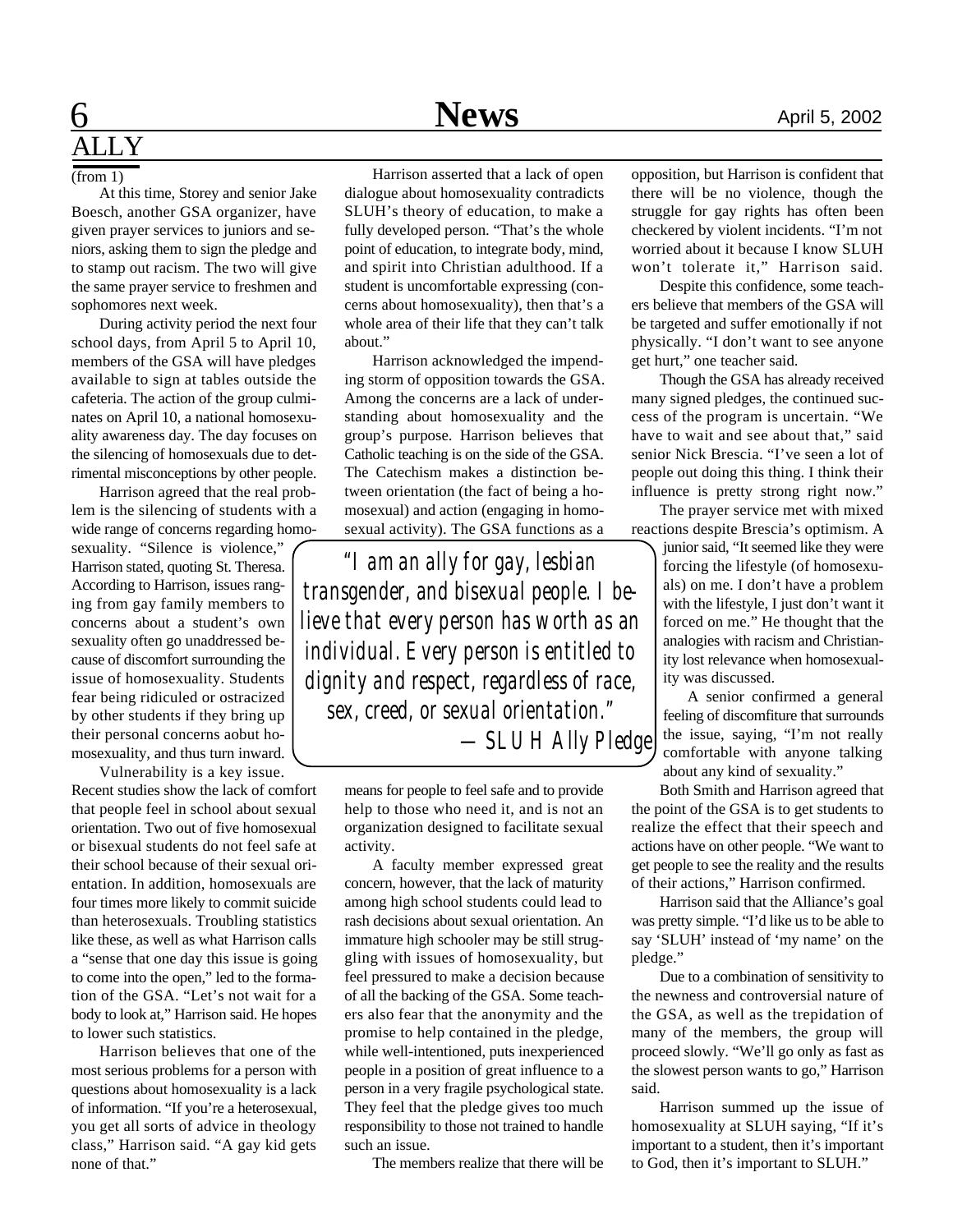# ALLY

(from 1)

At this time, Storey and senior Jake Boesch, another GSA organizer, have given prayer services to juniors and seniors, asking them to sign the pledge and to stamp out racism. The two will give the same prayer service to freshmen and sophomores next week.

During activity period the next four school days, from April 5 to April 10, members of the GSA will have pledges available to sign at tables outside the cafeteria. The action of the group culminates on April 10, a national homosexuality awareness day. The day focuses on the silencing of homosexuals due to detrimental misconceptions by other people.

Harrison agreed that the real problem is the silencing of students with a wide range of concerns regarding homosexuality. "Silence is violence," Harrison stated, quoting St. Theresa. According to Harrison, issues ranging from gay family members to concerns about a student's own sexuality often go unaddressed because of discomfort surrounding the issue of homosexuality. Students fear being ridiculed or ostracized by other students if they bring up their personal concerns aobut homosexuality, and thus turn inward.

Vulnerability is a key issue. Recent studies show the lack of comfort that people feel in school about sexual orientation. Two out of five homosexual or bisexual students do not feel safe at their school because of their sexual orientation. In addition, homosexuals are four times more likely to commit suicide than heterosexuals. Troubling statistics like these, as well as what Harrison calls a "sense that one day this issue is going to come into the open," led to the formation of the GSA. "Let's not wait for a body to look at," Harrison said. He hopes to lower such statistics.

Harrison believes that one of the most serious problems for a person with questions about homosexuality is a lack of information. "If you're a heterosexual, you get all sorts of advice in theology class," Harrison said. "A gay kid gets none of that."

Harrison asserted that a lack of open dialogue about homosexuality contradicts SLUH's theory of education, to make a fully developed person. "That's the whole point of education, to integrate body, mind, and spirit into Christian adulthood. If a student is uncomfortable expressing (concerns about homosexuality), then that's a whole area of their life that they can't talk about."

Harrison acknowledged the impending storm of opposition towards the GSA. Among the concerns are a lack of understanding about homosexuality and the group's purpose. Harrison believes that Catholic teaching is on the side of the GSA. The Catechism makes a distinction between orientation (the fact of being a homosexual) and action (engaging in homosexual activity). The GSA functions as a means for people to feel safe and to provide help to those who need it, and is not an organization designed to facilitate sexual activity.

> *"I am an ally for gay, lesbian transgender, and bisexual people. I believe that every person has worth as an individual. Every person is entitled to dignity and respect, regardless of race, sex, creed, or sexual orientation."*
> *—SLUH Ally Pledge*

A faculty member expressed great concern, however, that the lack of maturity among high school students could lead to rash decisions about sexual orientation. An immature high schooler may be still struggling with issues of homosexuality, but feel pressured to make a decision because of all the backing of the GSA. Some teachers also fear that the anonymity and the promise to help contained in the pledge, while well-intentioned, puts inexperienced people in a position of great influence to a person in a very fragile psychological state. They feel that the pledge gives too much responsibility to those not trained to handle such an issue.

The members realize that there will be opposition, but Harrison is confident that there will be no violence, though the struggle for gay rights has often been checkered by violent incidents. "I'm not worried about it because I know SLUH won't tolerate it," Harrison said.

Despite this confidence, some teachers believe that members of the GSA will be targeted and suffer emotionally if not physically. "I don't want to see anyone get hurt," one teacher said.

Though the GSA has already received many signed pledges, the continued success of the program is uncertain. "We have to wait and see about that," said senior Nick Brescia. "I've seen a lot of people out doing this thing. I think their influence is pretty strong right now."

The prayer service met with mixed reactions despite Brescia's optimism. A junior said, "It seemed like they were forcing the lifestyle (of homosexuals) on me. I don't have a problem with the lifestyle, I just don't want it forced on me." He thought that the analogies with racism and Christianity lost relevance when homosexuality was discussed.

A senior confirmed a general feeling of discomfiture that surrounds the issue, saying, "I'm not really comfortable with anyone talking about any kind of sexuality."

Both Smith and Harrison agreed that the point of the GSA is to get students to realize the effect that their speech and actions have on other people. "We want to get people to see the reality and the results of their actions," Harrison confirmed.

Harrison said that the Alliance's goal was pretty simple. "I'd like us to be able to say 'SLUH' instead of 'my name' on the pledge."

Due to a combination of sensitivity to the newness and controversial nature of the GSA, as well as the trepidation of many of the members, the group will proceed slowly. "We'll go only as fast as the slowest person wants to go," Harrison said.

Harrison summed up the issue of homosexuality at SLUH saying, "If it's important to a student, then it's important to God, then it's important to SLUH."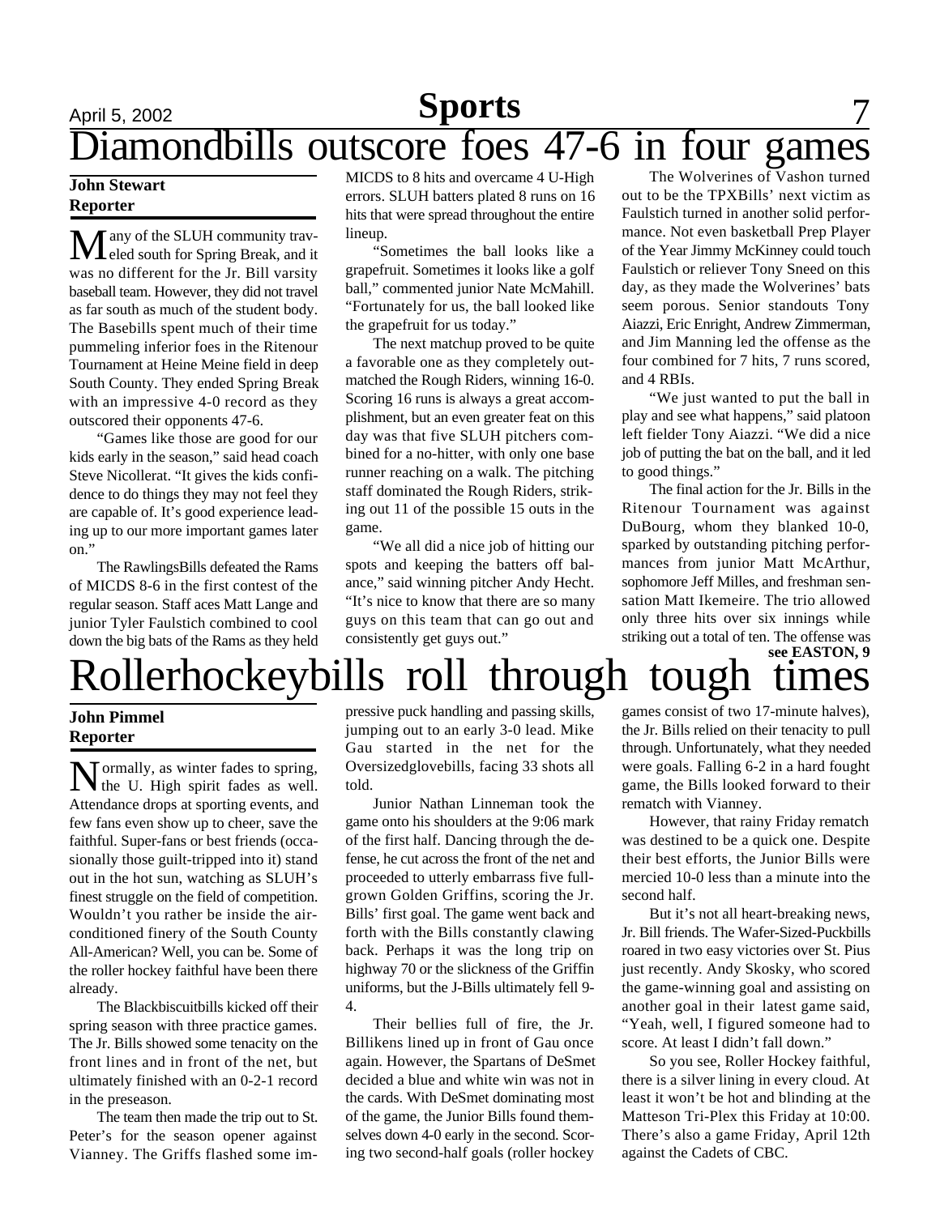# Diamondbills outscore foes 47-6 in four games

**John Stewart**
**Reporter**

Many of the SLUH community traveled south for Spring Break, and it was no different for the Jr. Bill varsity baseball team. However, they did not travel as far south as much of the student body. The Basebills spent much of their time pummeling inferior foes in the Ritenour Tournament at Heine Meine field in deep South County. They ended Spring Break with an impressive 4-0 record as they outscored their opponents 47-6.

"Games like those are good for our kids early in the season," said head coach Steve Nicollerat. "It gives the kids confidence to do things they may not feel they are capable of. It's good experience leading up to our more important games later on."

The RawlingsBills defeated the Rams of MICDS 8-6 in the first contest of the regular season. Staff aces Matt Lange and junior Tyler Faulstich combined to cool down the big bats of the Rams as they held MICDS to 8 hits and overcame 4 U-High errors. SLUH batters plated 8 runs on 16 hits that were spread throughout the entire lineup.

"Sometimes the ball looks like a grapefruit. Sometimes it looks like a golf ball," commented junior Nate McMahill. "Fortunately for us, the ball looked like the grapefruit for us today."

The next matchup proved to be quite a favorable one as they completely outmatched the Rough Riders, winning 16-0. Scoring 16 runs is always a great accomplishment, but an even greater feat on this day was that five SLUH pitchers combined for a no-hitter, with only one base runner reaching on a walk. The pitching staff dominated the Rough Riders, striking out 11 of the possible 15 outs in the game.

"We all did a nice job of hitting our spots and keeping the batters off balance," said winning pitcher Andy Hecht. "It's nice to know that there are so many guys on this team that can go out and consistently get guys out."

The Wolverines of Vashon turned out to be the TPXBills' next victim as Faulstich turned in another solid performance. Not even basketball Prep Player of the Year Jimmy McKinney could touch Faulstich or reliever Tony Sneed on this day, as they made the Wolverines' bats seem porous. Senior standouts Tony Aiazzi, Eric Enright, Andrew Zimmerman, and Jim Manning led the offense as the four combined for 7 hits, 7 runs scored, and 4 RBIs.

"We just wanted to put the ball in play and see what happens," said platoon left fielder Tony Aiazzi. "We did a nice job of putting the bat on the ball, and it led to good things."

The final action for the Jr. Bills in the Ritenour Tournament was against DuBourg, whom they blanked 10-0, sparked by outstanding pitching performances from junior Matt McArthur, sophomore Jeff Milles, and freshman sensation Matt Ikemeire. The trio allowed only three hits over six innings while striking out a total of ten. The offense was

**see EASTON, 9**

# Rollerhockeybills roll through tough times

**John Pimmel**
**Reporter**

Normally, as winter fades to spring, the U. High spirit fades as well. Attendance drops at sporting events, and few fans even show up to cheer, save the faithful. Super-fans or best friends (occasionally those guilt-tripped into it) stand out in the hot sun, watching as SLUH's finest struggle on the field of competition. Wouldn't you rather be inside the air-conditioned finery of the South County All-American? Well, you can be. Some of the roller hockey faithful have been there already.

The Blackbiscuitbills kicked off their spring season with three practice games. The Jr. Bills showed some tenacity on the front lines and in front of the net, but ultimately finished with an 0-2-1 record in the preseason.

The team then made the trip out to St. Peter's for the season opener against Vianney. The Griffs flashed some impressive puck handling and passing skills, jumping out to an early 3-0 lead. Mike Gau started in the net for the Oversizedglovebills, facing 33 shots all told.

Junior Nathan Linneman took the game onto his shoulders at the 9:06 mark of the first half. Dancing through the defense, he cut across the front of the net and proceeded to utterly embarrass five full-grown Golden Griffins, scoring the Jr. Bills' first goal. The game went back and forth with the Bills constantly clawing back. Perhaps it was the long trip on highway 70 or the slickness of the Griffin uniforms, but the J-Bills ultimately fell 9-4.

Their bellies full of fire, the Jr. Billikens lined up in front of Gau once again. However, the Spartans of DeSmet decided a blue and white win was not in the cards. With DeSmet dominating most of the game, the Junior Bills found themselves down 4-0 early in the second. Scoring two second-half goals (roller hockey games consist of two 17-minute halves), the Jr. Bills relied on their tenacity to pull through. Unfortunately, what they needed were goals. Falling 6-2 in a hard fought game, the Bills looked forward to their rematch with Vianney.

However, that rainy Friday rematch was destined to be a quick one. Despite their best efforts, the Junior Bills were mercied 10-0 less than a minute into the second half.

But it's not all heart-breaking news, Jr. Bill friends. The Wafer-Sized-Puckbills roared in two easy victories over St. Pius just recently. Andy Skosky, who scored the game-winning goal and assisting on another goal in their latest game said, "Yeah, well, I figured someone had to score. At least I didn't fall down."

So you see, Roller Hockey faithful, there is a silver lining in every cloud. At least it won't be hot and blinding at the Matteson Tri-Plex this Friday at 10:00. There's also a game Friday, April 12th against the Cadets of CBC.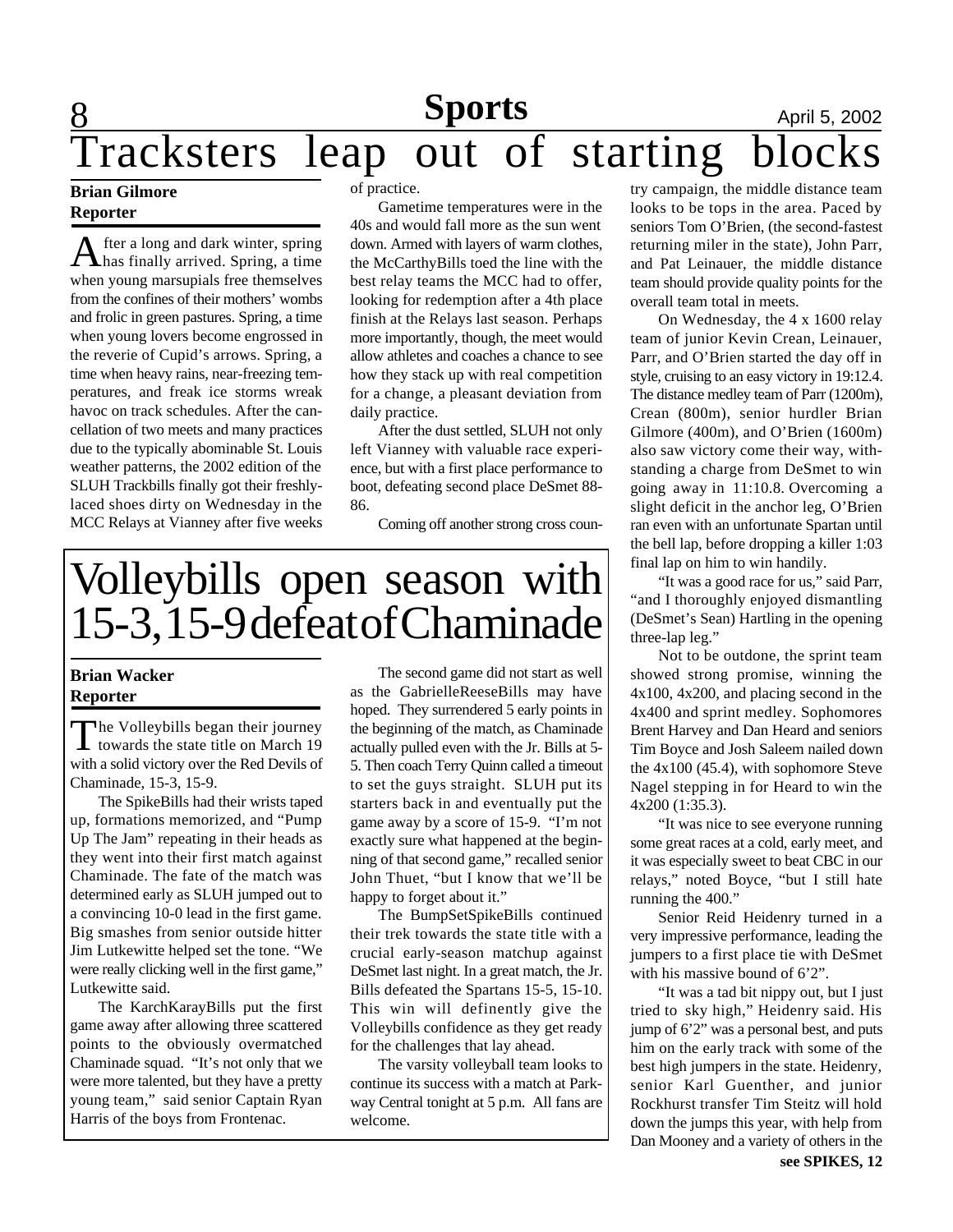# Tracksters leap out of starting blocks

**Brian Gilmore**
**Reporter**

After a long and dark winter, spring has finally arrived. Spring, a time when young marsupials free themselves from the confines of their mothers' wombs and frolic in green pastures. Spring, a time when young lovers become engrossed in the reverie of Cupid's arrows. Spring, a time when heavy rains, near-freezing temperatures, and freak ice storms wreak havoc on track schedules. After the cancellation of two meets and many practices due to the typically abominable St. Louis weather patterns, the 2002 edition of the SLUH Trackbills finally got their freshly-laced shoes dirty on Wednesday in the MCC Relays at Vianney after five weeks of practice.

Gametime temperatures were in the 40s and would fall more as the sun went down. Armed with layers of warm clothes, the McCarthyBills toed the line with the best relay teams the MCC had to offer, looking for redemption after a 4th place finish at the Relays last season. Perhaps more importantly, though, the meet would allow athletes and coaches a chance to see how they stack up with real competition for a change, a pleasant deviation from daily practice.

After the dust settled, SLUH not only left Vianney with valuable race experience, but with a first place performance to boot, defeating second place DeSmet 88-86.

Coming off another strong cross country campaign, the middle distance team looks to be tops in the area. Paced by seniors Tom O'Brien, (the second-fastest returning miler in the state), John Parr, and Pat Leinauer, the middle distance team should provide quality points for the overall team total in meets.

On Wednesday, the 4 x 1600 relay team of junior Kevin Crean, Leinauer, Parr, and O'Brien started the day off in style, cruising to an easy victory in 19:12.4. The distance medley team of Parr (1200m), Crean (800m), senior hurdler Brian Gilmore (400m), and O'Brien (1600m) also saw victory come their way, withstanding a charge from DeSmet to win going away in 11:10.8. Overcoming a slight deficit in the anchor leg, O'Brien ran even with an unfortunate Spartan until the bell lap, before dropping a killer 1:03 final lap on him to win handily.

"It was a good race for us," said Parr, "and I thoroughly enjoyed dismantling (DeSmet's Sean) Hartling in the opening three-lap leg."

Not to be outdone, the sprint team showed strong promise, winning the 4x100, 4x200, and placing second in the 4x400 and sprint medley. Sophomores Brent Harvey and Dan Heard and seniors Tim Boyce and Josh Saleem nailed down the 4x100 (45.4), with sophomore Steve Nagel stepping in for Heard to win the 4x200 (1:35.3).

"It was nice to see everyone running some great races at a cold, early meet, and it was especially sweet to beat CBC in our relays," noted Boyce, "but I still hate running the 400."

Senior Reid Heidenry turned in a very impressive performance, leading the jumpers to a first place tie with DeSmet with his massive bound of 6'2".

"It was a tad bit nippy out, but I just tried to sky high," Heidenry said. His jump of 6'2" was a personal best, and puts him on the early track with some of the best high jumpers in the state. Heidenry, senior Karl Guenther, and junior Rockhurst transfer Tim Steitz will hold down the jumps this year, with help from Dan Mooney and a variety of others in the

**see SPIKES, 12**

# Volleybills open season with 15-3, 15-9 defeat of Chaminade

**Brian Wacker**
**Reporter**

The Volleybills began their journey towards the state title on March 19 with a solid victory over the Red Devils of Chaminade, 15-3, 15-9.

The SpikeBills had their wrists taped up, formations memorized, and "Pump Up The Jam" repeating in their heads as they went into their first match against Chaminade. The fate of the match was determined early as SLUH jumped out to a convincing 10-0 lead in the first game. Big smashes from senior outside hitter Jim Lutkewitte helped set the tone. "We were really clicking well in the first game," Lutkewitte said.

The KarchKarayBills put the first game away after allowing three scattered points to the obviously overmatched Chaminade squad. "It's not only that we were more talented, but they have a pretty young team," said senior Captain Ryan Harris of the boys from Frontenac.

The second game did not start as well as the GabrielleReeseBills may have hoped. They surrendered 5 early points in the beginning of the match, as Chaminade actually pulled even with the Jr. Bills at 5-5. Then coach Terry Quinn called a timeout to set the guys straight. SLUH put its starters back in and eventually put the game away by a score of 15-9. "I'm not exactly sure what happened at the beginning of that second game," recalled senior John Thuet, "but I know that we'll be happy to forget about it."

The BumpSetSpikeBills continued their trek towards the state title with a crucial early-season matchup against DeSmet last night. In a great match, the Jr. Bills defeated the Spartans 15-5, 15-10. This win will definently give the Volleybills confidence as they get ready for the challenges that lay ahead.

The varsity volleyball team looks to continue its success with a match at Parkway Central tonight at 5 p.m. All fans are welcome.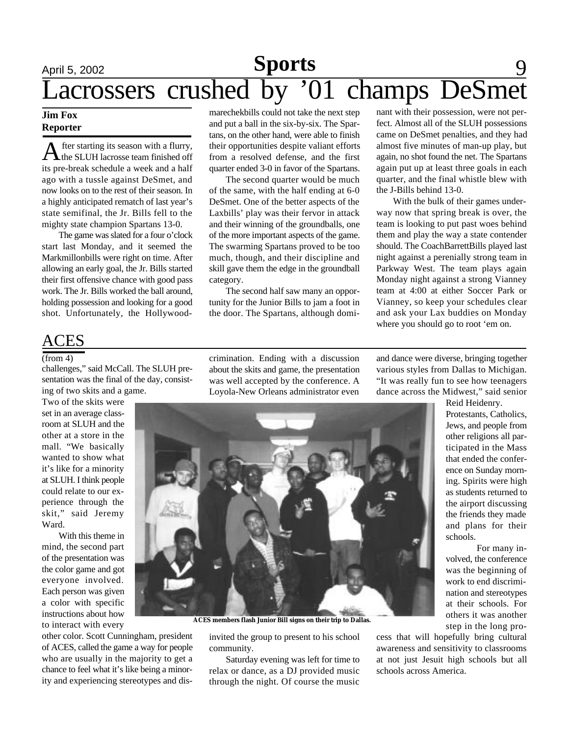# Lacrossers crushed by '01 champs DeSmet

**Jim Fox**
**Reporter**

After starting its season with a flurry, the SLUH lacrosse team finished off its pre-break schedule a week and a half ago with a tussle against DeSmet, and now looks on to the rest of their season. In a highly anticipated rematch of last year's state semifinal, the Jr. Bills fell to the mighty state champion Spartans 13-0.

The game was slated for a four o'clock start last Monday, and it seemed the Markmillonbills were right on time. After allowing an early goal, the Jr. Bills started their first offensive chance with good pass work. The Jr. Bills worked the ball around, holding possession and looking for a good shot. Unfortunately, the Hollywood-marechekbills could not take the next step and put a ball in the six-by-six. The Spartans, on the other hand, were able to finish their opportunities despite valiant efforts from a resolved defense, and the first quarter ended 3-0 in favor of the Spartans.

The second quarter would be much of the same, with the half ending at 6-0 DeSmet. One of the better aspects of the Laxbills' play was their fervor in attack and their winning of the groundballs, one of the more important aspects of the game. The swarming Spartans proved to be too much, though, and their discipline and skill gave them the edge in the groundball category.

The second half saw many an opportunity for the Junior Bills to jam a foot in the door. The Spartans, although dominant with their possession, were not perfect. Almost all of the SLUH possessions came on DeSmet penalties, and they had almost five minutes of man-up play, but again, no shot found the net. The Spartans again put up at least three goals in each quarter, and the final whistle blew with the J-Bills behind 13-0.

With the bulk of their games underway now that spring break is over, the team is looking to put past woes behind them and play the way a state contender should. The CoachBarrettBills played last night against a perenially strong team in Parkway West. The team plays again Monday night against a strong Vianney team at 4:00 at either Soccer Park or Vianney, so keep your schedules clear and ask your Lax buddies on Monday where you should go to root 'em on.

## ACES

(from 4)

challenges," said McCall. The SLUH presentation was the final of the day, consisting of two skits and a game.

Two of the skits were set in an average classroom at SLUH and the other at a store in the mall. "We basically wanted to show what it's like for a minority at SLUH. I think people could relate to our experience through the skit," said Jeremy Ward.

With this theme in mind, the second part of the presentation was the color game and got everyone involved. Each person was given a color with specific instructions about how to interact with every other color. Scott Cunningham, president of ACES, called the game a way for people who are usually in the majority to get a chance to feel what it's like being a minority and experiencing stereotypes and discrimination. Ending with a discussion about the skits and game, the presentation was well accepted by the conference. A Loyola-New Orleans administrator even invited the group to present to his school community.

Saturday evening was left for time to relax or dance, as a DJ provided music through the night. Of course the music and dance were diverse, bringing together various styles from Dallas to Michigan. "It was really fun to see how teenagers dance across the Midwest," said senior Reid Heidenry.

**ACES members flash Junior Bill signs on their trip to Dallas.**

Protestants, Catholics, Jews, and people from other religions all participated in the Mass that ended the conference on Sunday morning. Spirits were high as students returned to the airport discussing the friends they made and plans for their schools.

For many involved, the conference was the beginning of work to end discrimination and stereotypes at their schools. For others it was another step in the long process that will hopefully bring cultural awareness and sensitivity to classrooms at not just Jesuit high schools but all schools across America.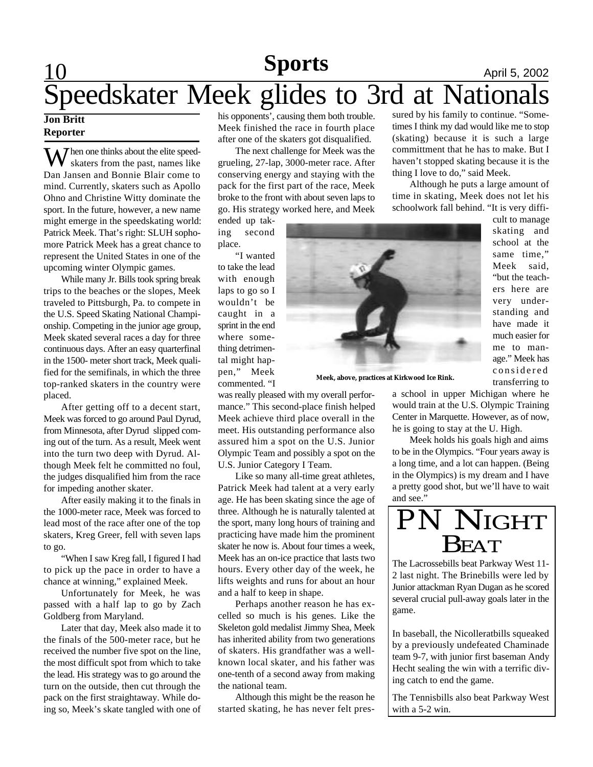# Speedskater Meek glides to 3rd at Nationals

**Jon Britt**
**Reporter**

When one thinks about the elite speedskaters from the past, names like Dan Jansen and Bonnie Blair come to mind. Currently, skaters such as Apollo Ohno and Christine Witty dominate the sport. In the future, however, a new name might emerge in the speedskating world: Patrick Meek. That's right: SLUH sophomore Patrick Meek has a great chance to represent the United States in one of the upcoming winter Olympic games.

While many Jr. Bills took spring break trips to the beaches or the slopes, Meek traveled to Pittsburgh, Pa. to compete in the U.S. Speed Skating National Championship. Competing in the junior age group, Meek skated several races a day for three continuous days. After an easy quarterfinal in the 1500- meter short track, Meek qualified for the semifinals, in which the three top-ranked skaters in the country were placed.

After getting off to a decent start, Meek was forced to go around Paul Dyrud, from Minnesota, after Dyrud slipped coming out of the turn. As a result, Meek went into the turn two deep with Dyrud. Although Meek felt he committed no foul, the judges disqualified him from the race for impeding another skater.

After easily making it to the finals in the 1000-meter race, Meek was forced to lead most of the race after one of the top skaters, Kreg Greer, fell with seven laps to go.

"When I saw Kreg fall, I figured I had to pick up the pace in order to have a chance at winning," explained Meek.

Unfortunately for Meek, he was passed with a half lap to go by Zach Goldberg from Maryland.

Later that day, Meek also made it to the finals of the 500-meter race, but he received the number five spot on the line, the most difficult spot from which to take the lead. His strategy was to go around the turn on the outside, then cut through the pack on the first straightaway. While doing so, Meek's skate tangled with one of his opponents', causing them both trouble. Meek finished the race in fourth place after one of the skaters got disqualified.

The next challenge for Meek was the grueling, 27-lap, 3000-meter race. After conserving energy and staying with the pack for the first part of the race, Meek broke to the front with about seven laps to go. His strategy worked here, and Meek ended up taking second place.

"I wanted to take the lead with enough laps to go so I wouldn't be caught in a sprint in the end where something detrimental might happen," Meek commented. "I was really pleased with my overall performance." This second-place finish helped Meek achieve third place overall in the meet. His outstanding performance also assured him a spot on the U.S. Junior Olympic Team and possibly a spot on the U.S. Junior Category I Team.

**Meek, above, practices at Kirkwood Ice Rink.**

Like so many all-time great athletes, Patrick Meek had talent at a very early age. He has been skating since the age of three. Although he is naturally talented at the sport, many long hours of training and practicing have made him the prominent skater he now is. About four times a week, Meek has an on-ice practice that lasts two hours. Every other day of the week, he lifts weights and runs for about an hour and a half to keep in shape.

Perhaps another reason he has excelled so much is his genes. Like the Skeleton gold medalist Jimmy Shea, Meek has inherited ability from two generations of skaters. His grandfather was a well-known local skater, and his father was one-tenth of a second away from making the national team.

Although this might be the reason he started skating, he has never felt pressured by his family to continue. "Sometimes I think my dad would like me to stop (skating) because it is such a large committment that he has to make. But I haven't stopped skating because it is the thing I love to do," said Meek.

Although he puts a large amount of time in skating, Meek does not let his schoolwork fall behind. "It is very difficult to manage skating and school at the same time," Meek said, "but the teachers here are very understanding and have made it much easier for me to manage." Meek has considered transferring to a school in upper Michigan where he would train at the U.S. Olympic Training Center in Marquette. However, as of now, he is going to stay at the U. High.

Meek holds his goals high and aims to be in the Olympics. "Four years away is a long time, and a lot can happen. (Being in the Olympics) is my dream and I have a pretty good shot, but we'll have to wait and see."

## PN Night Beat

The Lacrossebills beat Parkway West 11-2 last night. The Brinebills were led by Junior attackman Ryan Dugan as he scored several crucial pull-away goals later in the game.

In baseball, the Nicolleratbills squeaked by a previously undefeated Chaminade team 9-7, with junior first baseman Andy Hecht sealing the win with a terrific diving catch to end the game.

The Tennisbills also beat Parkway West with a 5-2 win.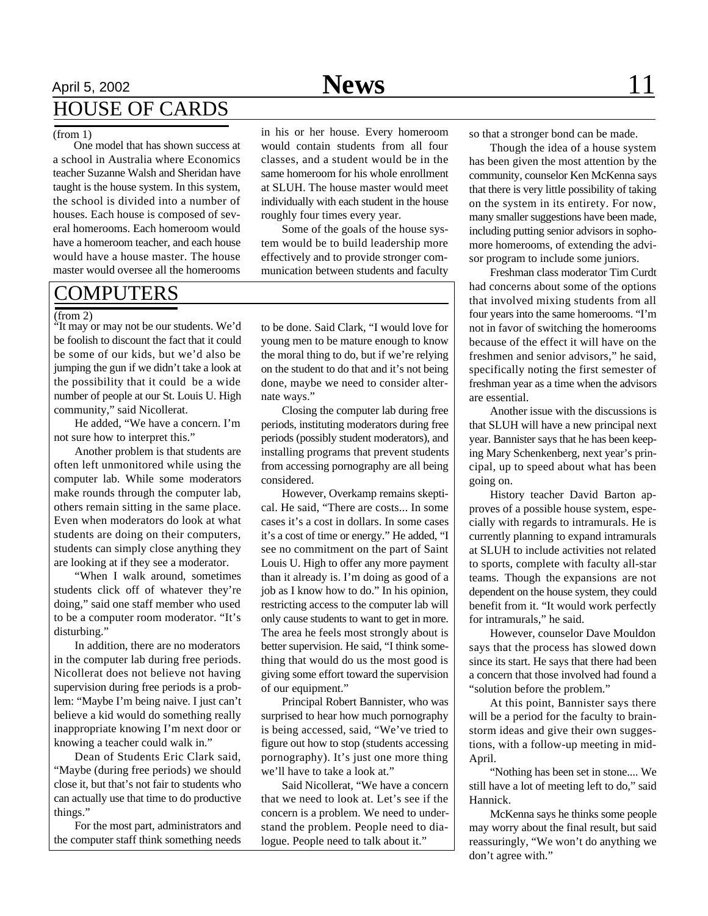## HOUSE OF CARDS

(from 1)

One model that has shown success at a school in Australia where Economics teacher Suzanne Walsh and Sheridan have taught is the house system. In this system, the school is divided into a number of houses. Each house is composed of several homerooms. Each homeroom would have a homeroom teacher, and each house would have a house master. The house master would oversee all the homerooms in his or her house. Every homeroom would contain students from all four classes, and a student would be in the same homeroom for his whole enrollment at SLUH. The house master would meet individually with each student in the house roughly four times every year.

Some of the goals of the house system would be to build leadership more effectively and to provide stronger communication between students and faculty so that a stronger bond can be made.

Though the idea of a house system has been given the most attention by the community, counselor Ken McKenna says that there is very little possibility of taking on the system in its entirety. For now, many smaller suggestions have been made, including putting senior advisors in sophomore homerooms, of extending the advisor program to include some juniors.

Freshman class moderator Tim Curdt had concerns about some of the options that involved mixing students from all four years into the same homerooms. "I'm not in favor of switching the homerooms because of the effect it will have on the freshmen and senior advisors," he said, specifically noting the first semester of freshman year as a time when the advisors are essential.

Another issue with the discussions is that SLUH will have a new principal next year. Bannister says that he has been keeping Mary Schenkenberg, next year's principal, up to speed about what has been going on.

History teacher David Barton approves of a possible house system, especially with regards to intramurals. He is currently planning to expand intramurals at SLUH to include activities not related to sports, complete with faculty all-star teams. Though the expansions are not dependent on the house system, they could benefit from it. "It would work perfectly for intramurals," he said.

However, counselor Dave Mouldon says that the process has slowed down since its start. He says that there had been a concern that those involved had found a "solution before the problem."

At this point, Bannister says there will be a period for the faculty to brainstorm ideas and give their own suggestions, with a follow-up meeting in mid-April.

"Nothing has been set in stone.... We still have a lot of meeting left to do," said Hannick.

McKenna says he thinks some people may worry about the final result, but said reassuringly, "We won't do anything we don't agree with."

## COMPUTERS

(from 2)

"It may or may not be our students. We'd be foolish to discount the fact that it could be some of our kids, but we'd also be jumping the gun if we didn't take a look at the possibility that it could be a wide number of people at our St. Louis U. High community," said Nicollerat.

He added, "We have a concern. I'm not sure how to interpret this."

Another problem is that students are often left unmonitored while using the computer lab. While some moderators make rounds through the computer lab, others remain sitting in the same place. Even when moderators do look at what students are doing on their computers, students can simply close anything they are looking at if they see a moderator.

"When I walk around, sometimes students click off of whatever they're doing," said one staff member who used to be a computer room moderator. "It's disturbing."

In addition, there are no moderators in the computer lab during free periods. Nicollerat does not believe not having supervision during free periods is a problem: "Maybe I'm being naive. I just can't believe a kid would do something really inappropriate knowing I'm next door or knowing a teacher could walk in."

Dean of Students Eric Clark said, "Maybe (during free periods) we should close it, but that's not fair to students who can actually use that time to do productive things."

For the most part, administrators and the computer staff think something needs to be done. Said Clark, "I would love for young men to be mature enough to know the moral thing to do, but if we're relying on the student to do that and it's not being done, maybe we need to consider alternate ways."

Closing the computer lab during free periods, instituting moderators during free periods (possibly student moderators), and installing programs that prevent students from accessing pornography are all being considered.

However, Overkamp remains skeptical. He said, "There are costs... In some cases it's a cost in dollars. In some cases it's a cost of time or energy." He added, "I see no commitment on the part of Saint Louis U. High to offer any more payment than it already is. I'm doing as good of a job as I know how to do." In his opinion, restricting access to the computer lab will only cause students to want to get in more. The area he feels most strongly about is better supervision. He said, "I think something that would do us the most good is giving some effort toward the supervision of our equipment."

Principal Robert Bannister, who was surprised to hear how much pornography is being accessed, said, "We've tried to figure out how to stop (students accessing pornography). It's just one more thing we'll have to take a look at."

Said Nicollerat, "We have a concern that we need to look at. Let's see if the concern is a problem. We need to understand the problem. People need to dialogue. People need to talk about it."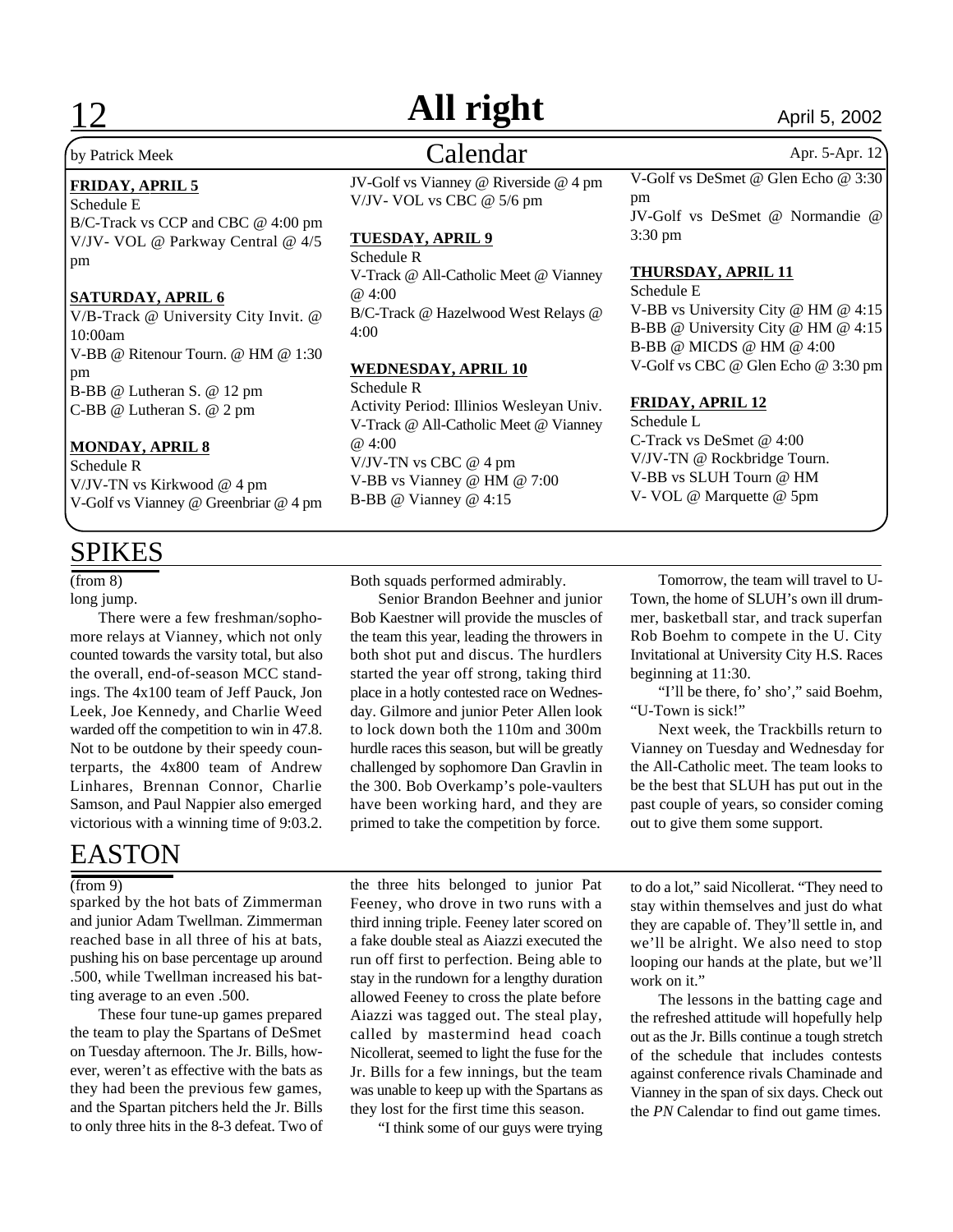# All right

## Calendar

by Patrick Meek

Apr. 5-Apr. 12

**FRIDAY, APRIL 5**
Schedule E
B/C-Track vs CCP and CBC @ 4:00 pm
V/JV- VOL @ Parkway Central @ 4/5 pm

**SATURDAY, APRIL 6**
V/B-Track @ University City Invit. @ 10:00am
V-BB @ Ritenour Tourn. @ HM @ 1:30 pm
B-BB @ Lutheran S. @ 12 pm
C-BB @ Lutheran S. @ 2 pm

**MONDAY, APRIL 8**
Schedule R
V/JV-TN vs Kirkwood @ 4 pm
V-Golf vs Vianney @ Greenbriar @ 4 pm
JV-Golf vs Vianney @ Riverside @ 4 pm
V/JV- VOL vs CBC @ 5/6 pm

**TUESDAY, APRIL 9**
Schedule R
V-Track @ All-Catholic Meet @ Vianney @ 4:00
B/C-Track @ Hazelwood West Relays @ 4:00

**WEDNESDAY, APRIL 10**
Schedule R
Activity Period: Illinios Wesleyan Univ.
V-Track @ All-Catholic Meet @ Vianney @ 4:00
V/JV-TN vs CBC @ 4 pm
V-BB vs Vianney @ HM @ 7:00
B-BB @ Vianney @ 4:15
V-Golf vs DeSmet @ Glen Echo @ 3:30 pm
JV-Golf vs DeSmet @ Normandie @ 3:30 pm

**THURSDAY, APRIL 11**
Schedule E
V-BB vs University City @ HM @ 4:15
B-BB @ University City @ HM @ 4:15
B-BB @ MICDS @ HM @ 4:00
V-Golf vs CBC @ Glen Echo @ 3:30 pm

**FRIDAY, APRIL 12**
Schedule L
C-Track vs DeSmet @ 4:00
V/JV-TN @ Rockbridge Tourn.
V-BB vs SLUH Tourn @ HM
V- VOL @ Marquette @ 5pm

## SPIKES

(from 8)

long jump.

There were a few freshman/sophomore relays at Vianney, which not only counted towards the varsity total, but also the overall, end-of-season MCC standings. The 4x100 team of Jeff Pauck, Jon Leek, Joe Kennedy, and Charlie Weed warded off the competition to win in 47.8. Not to be outdone by their speedy counterparts, the 4x800 team of Andrew Linhares, Brennan Connor, Charlie Samson, and Paul Nappier also emerged victorious with a winning time of 9:03.2. Both squads performed admirably.

Senior Brandon Beehner and junior Bob Kaestner will provide the muscles of the team this year, leading the throwers in both shot put and discus. The hurdlers started the year off strong, taking third place in a hotly contested race on Wednesday. Gilmore and junior Peter Allen look to lock down both the 110m and 300m hurdle races this season, but will be greatly challenged by sophomore Dan Gravlin in the 300. Bob Overkamp's pole-vaulters have been working hard, and they are primed to take the competition by force.

Tomorrow, the team will travel to U-Town, the home of SLUH's own ill drummer, basketball star, and track superfan Rob Boehm to compete in the U. City Invitational at University City H.S. Races beginning at 11:30.

"I'll be there, fo' sho'," said Boehm, "U-Town is sick!"

Next week, the Trackbills return to Vianney on Tuesday and Wednesday for the All-Catholic meet. The team looks to be the best that SLUH has put out in the past couple of years, so consider coming out to give them some support.

## EASTON

(from 9)

sparked by the hot bats of Zimmerman and junior Adam Twellman. Zimmerman reached base in all three of his at bats, pushing his on base percentage up around .500, while Twellman increased his batting average to an even .500.

These four tune-up games prepared the team to play the Spartans of DeSmet on Tuesday afternoon. The Jr. Bills, however, weren't as effective with the bats as they had been the previous few games, and the Spartan pitchers held the Jr. Bills to only three hits in the 8-3 defeat. Two of the three hits belonged to junior Pat Feeney, who drove in two runs with a third inning triple. Feeney later scored on a fake double steal as Aiazzi executed the run off first to perfection. Being able to stay in the rundown for a lengthy duration allowed Feeney to cross the plate before Aiazzi was tagged out. The steal play, called by mastermind head coach Nicollerat, seemed to light the fuse for the Jr. Bills for a few innings, but the team was unable to keep up with the Spartans as they lost for the first time this season.

"I think some of our guys were trying to do a lot," said Nicollerat. "They need to stay within themselves and just do what they are capable of. They'll settle in, and we'll be alright. We also need to stop looping our hands at the plate, but we'll work on it."

The lessons in the batting cage and the refreshed attitude will hopefully help out as the Jr. Bills continue a tough stretch of the schedule that includes contests against conference rivals Chaminade and Vianney in the span of six days. Check out the *PN* Calendar to find out game times.